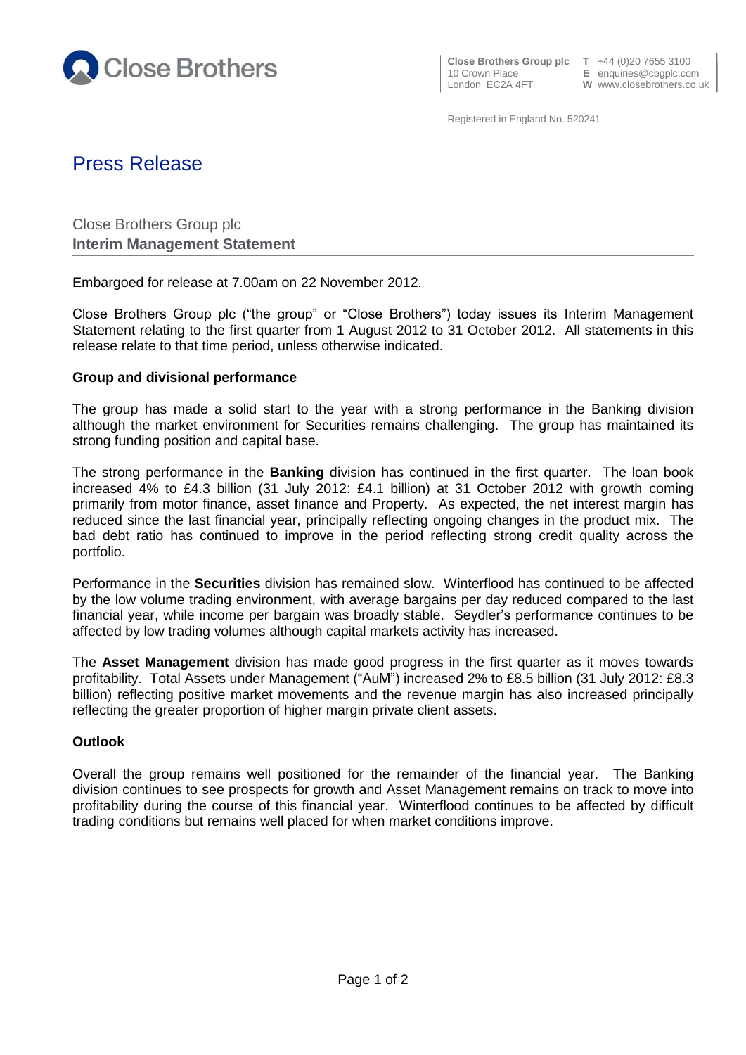Close Brothers

**Close Brothers Group plc**
10 Crown Place
London EC2A 4FT

**T** +44 (0)20 7655 3100
**E** enquiries@cbgplc.com
**W** www.closebrothers.co.uk

Registered in England No. 520241

# Press Release

Close Brothers Group plc
**Interim Management Statement**

Embargoed for release at 7.00am on 22 November 2012.

Close Brothers Group plc ("the group" or "Close Brothers") today issues its Interim Management Statement relating to the first quarter from 1 August 2012 to 31 October 2012. All statements in this release relate to that time period, unless otherwise indicated.

**Group and divisional performance**

The group has made a solid start to the year with a strong performance in the Banking division although the market environment for Securities remains challenging. The group has maintained its strong funding position and capital base.

The strong performance in the **Banking** division has continued in the first quarter. The loan book increased 4% to £4.3 billion (31 July 2012: £4.1 billion) at 31 October 2012 with growth coming primarily from motor finance, asset finance and Property. As expected, the net interest margin has reduced since the last financial year, principally reflecting ongoing changes in the product mix. The bad debt ratio has continued to improve in the period reflecting strong credit quality across the portfolio.

Performance in the **Securities** division has remained slow. Winterflood has continued to be affected by the low volume trading environment, with average bargains per day reduced compared to the last financial year, while income per bargain was broadly stable. Seydler's performance continues to be affected by low trading volumes although capital markets activity has increased.

The **Asset Management** division has made good progress in the first quarter as it moves towards profitability. Total Assets under Management ("AuM") increased 2% to £8.5 billion (31 July 2012: £8.3 billion) reflecting positive market movements and the revenue margin has also increased principally reflecting the greater proportion of higher margin private client assets.

**Outlook**

Overall the group remains well positioned for the remainder of the financial year. The Banking division continues to see prospects for growth and Asset Management remains on track to move into profitability during the course of this financial year. Winterflood continues to be affected by difficult trading conditions but remains well placed for when market conditions improve.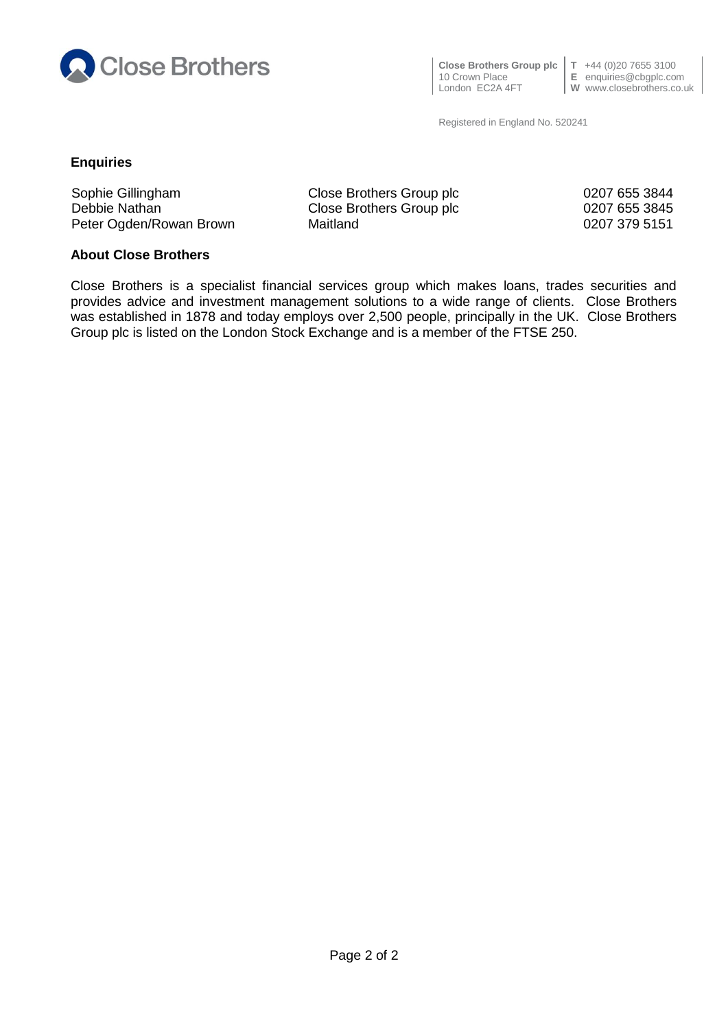Close Brothers

**Close Brothers Group plc**
10 Crown Place
London EC2A 4FT

**T** +44 (0)20 7655 3100
**E** enquiries@cbgplc.com
**W** www.closebrothers.co.uk

Registered in England No. 520241

## Enquiries

| | | |
|---|---|---|
| Sophie Gillingham | Close Brothers Group plc | 0207 655 3844 |
| Debbie Nathan | Close Brothers Group plc | 0207 655 3845 |
| Peter Ogden/Rowan Brown | Maitland | 0207 379 5151 |

## About Close Brothers

Close Brothers is a specialist financial services group which makes loans, trades securities and provides advice and investment management solutions to a wide range of clients. Close Brothers was established in 1878 and today employs over 2,500 people, principally in the UK. Close Brothers Group plc is listed on the London Stock Exchange and is a member of the FTSE 250.